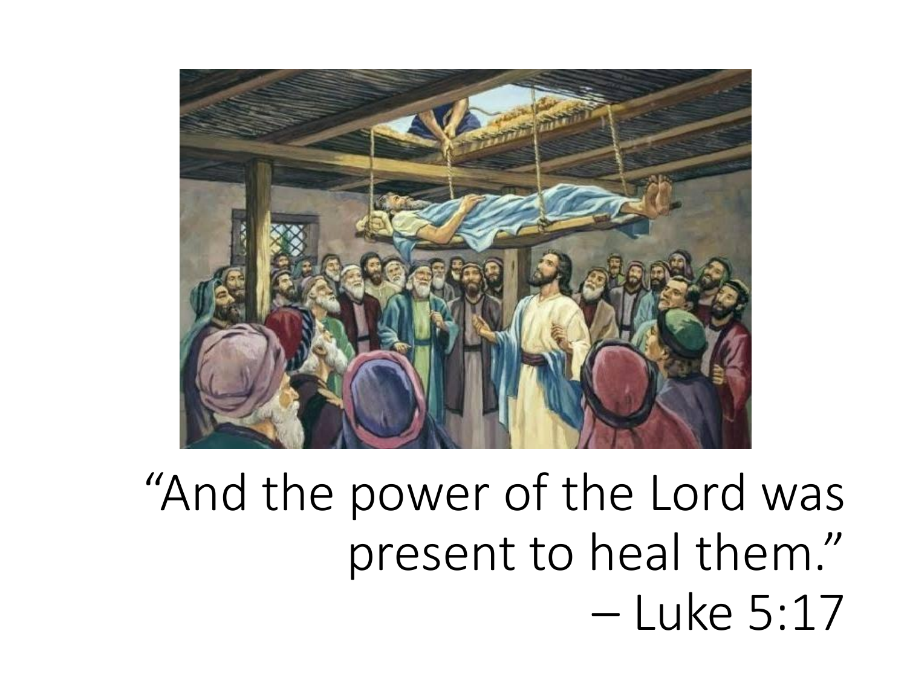“And the power of the Lord was present to heal them.”
– Luke 5:17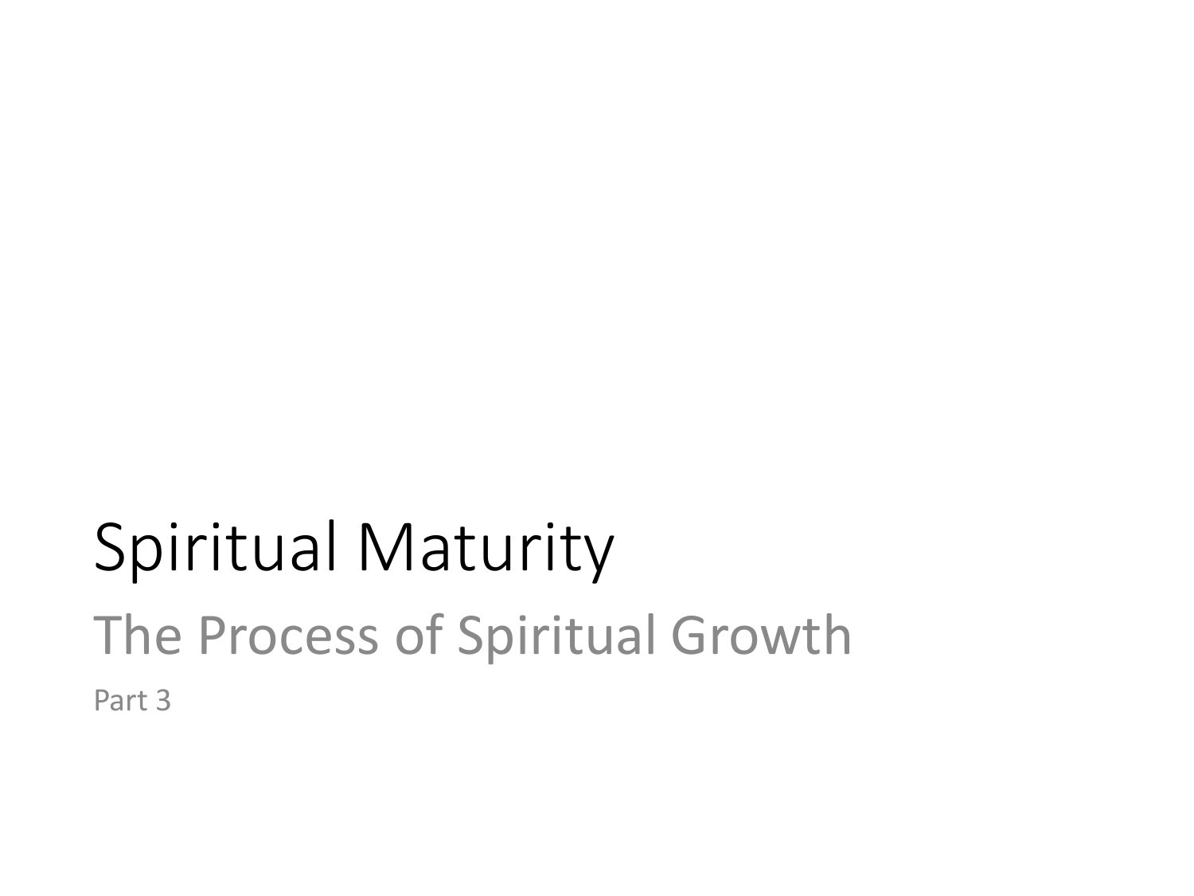# Spiritual Maturity

## The Process of Spiritual Growth

Part 3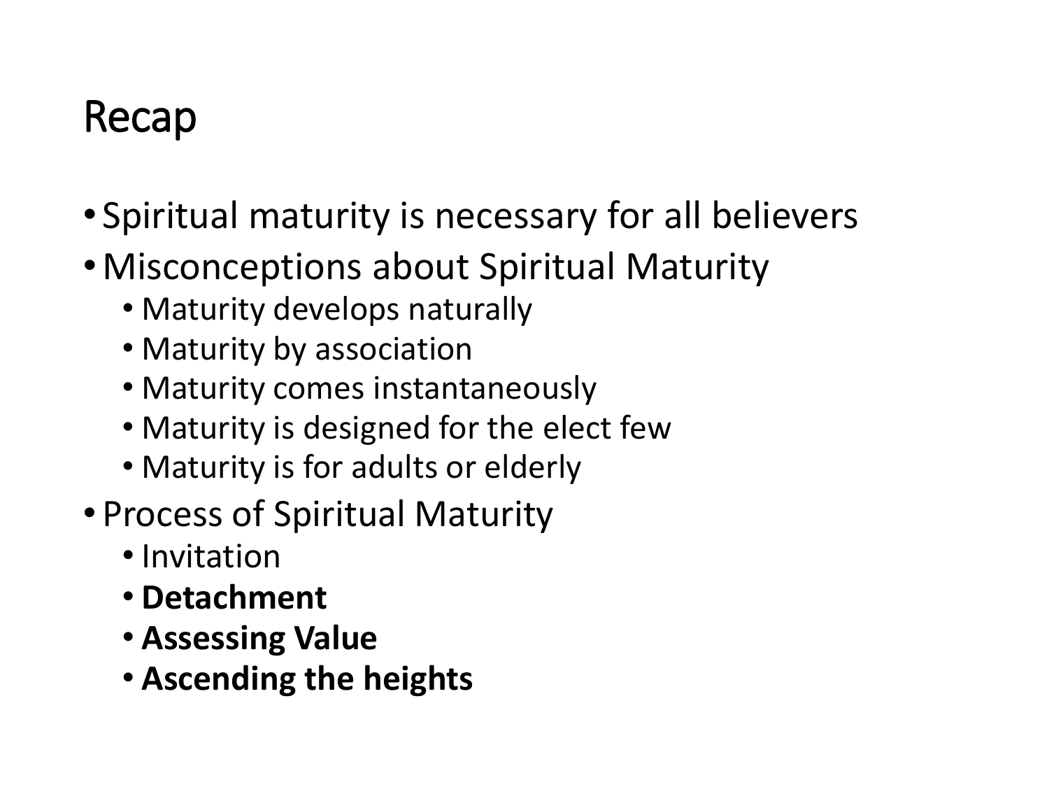# Recap

- Spiritual maturity is necessary for all believers
- Misconceptions about Spiritual Maturity
  - Maturity develops naturally
  - Maturity by association
  - Maturity comes instantaneously
  - Maturity is designed for the elect few
  - Maturity is for adults or elderly
- Process of Spiritual Maturity
  - Invitation
  - **Detachment**
  - **Assessing Value**
  - **Ascending the heights**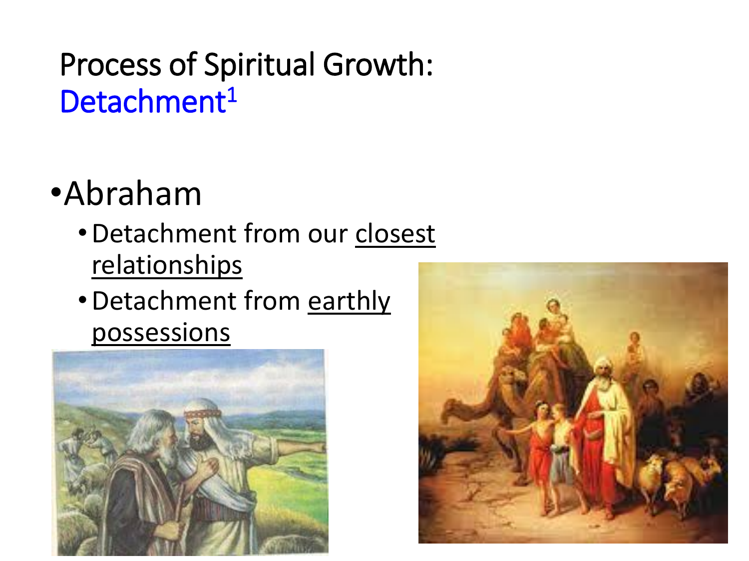# Process of Spiritual Growth: Detachment[1]

- Abraham
  - Detachment from our <u>closest relationships</u>
  - Detachment from <u>earthly possessions</u>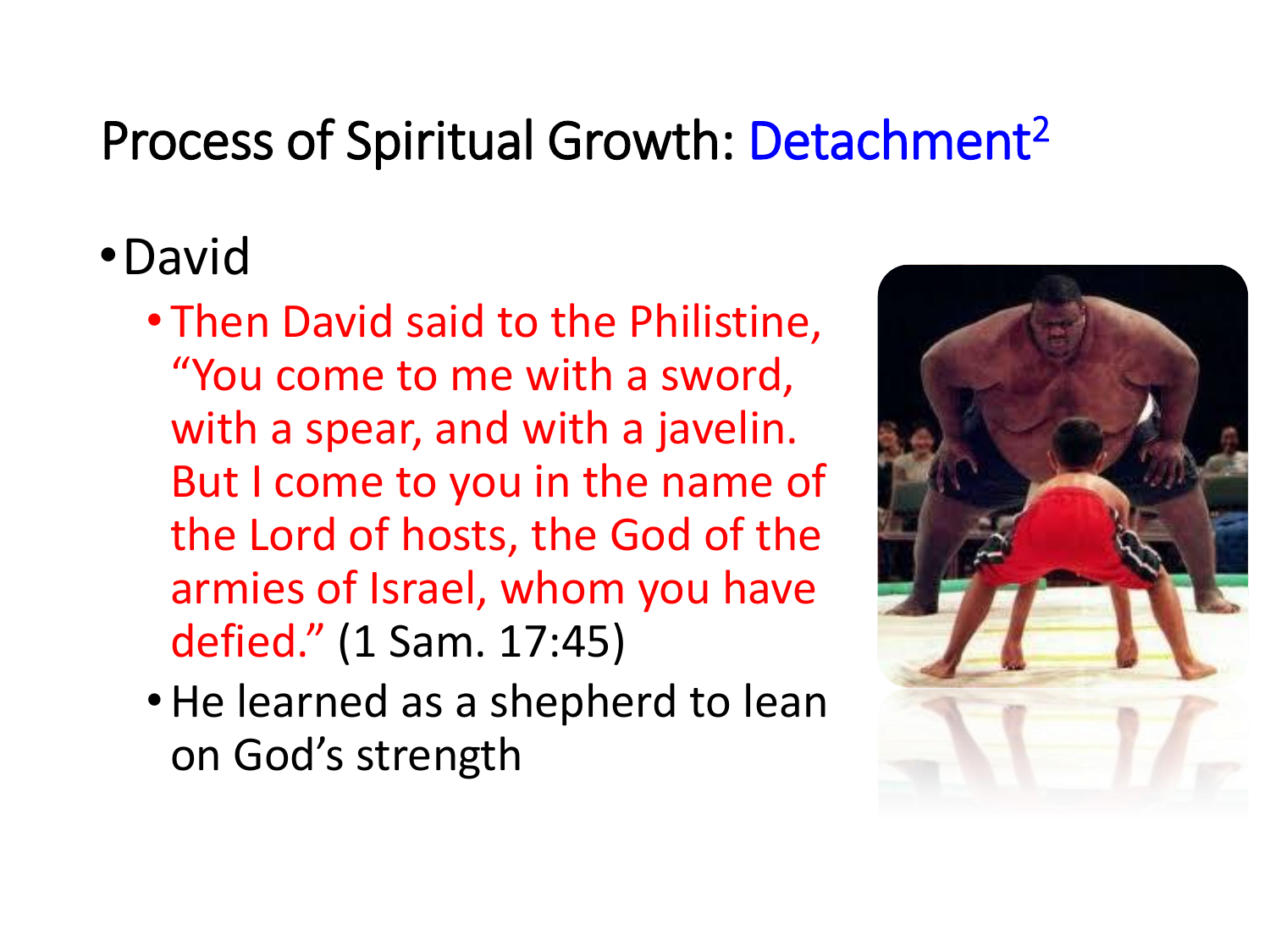# Process of Spiritual Growth: Detachment[2]

- David
  - Then David said to the Philistine, "You come to me with a sword, with a spear, and with a javelin. But I come to you in the name of the Lord of hosts, the God of the armies of Israel, whom you have defied." (1 Sam. 17:45)
  - He learned as a shepherd to lean on God's strength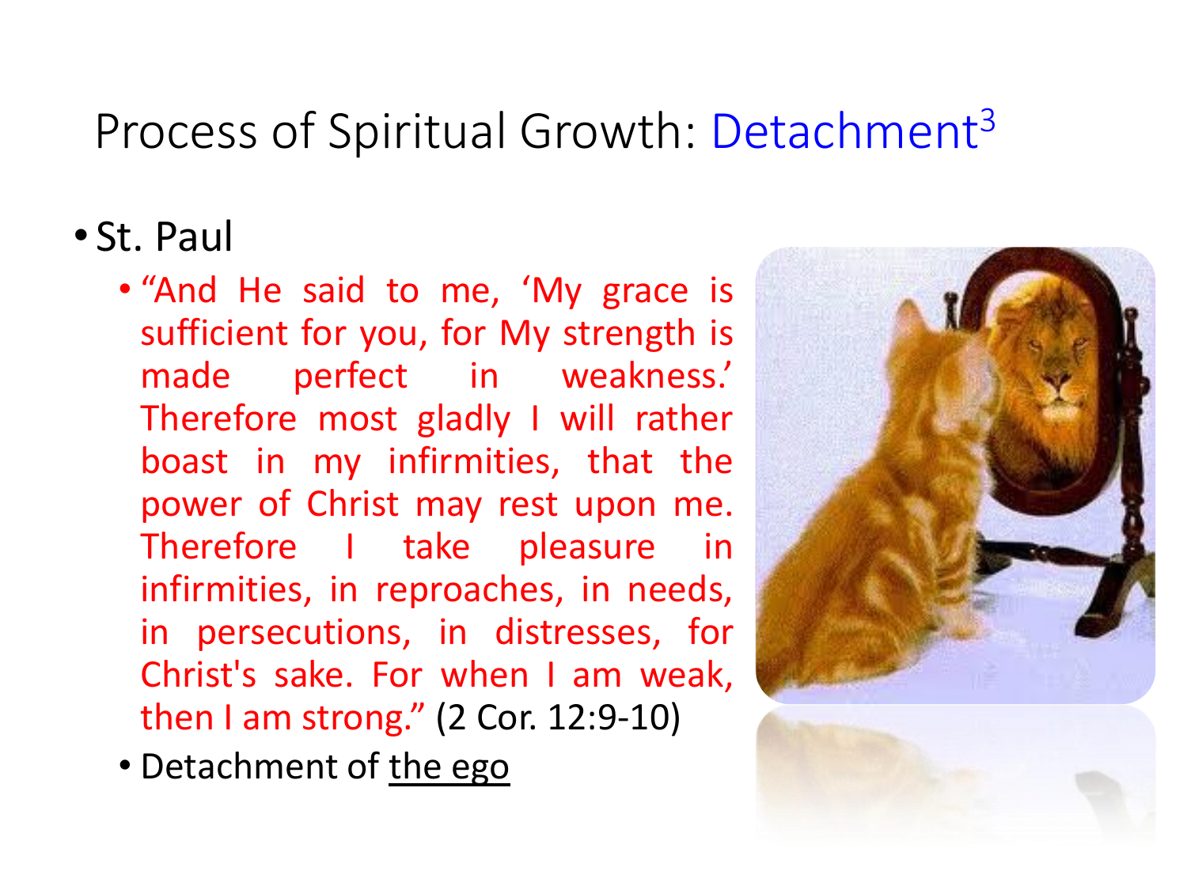# Process of Spiritual Growth: Detachment[3]

- St. Paul
  - "And He said to me, 'My grace is sufficient for you, for My strength is made perfect in weakness.' Therefore most gladly I will rather boast in my infirmities, that the power of Christ may rest upon me. Therefore I take pleasure in infirmities, in reproaches, in needs, in persecutions, in distresses, for Christ's sake. For when I am weak, then I am strong." (2 Cor. 12:9-10)
  - Detachment of the ego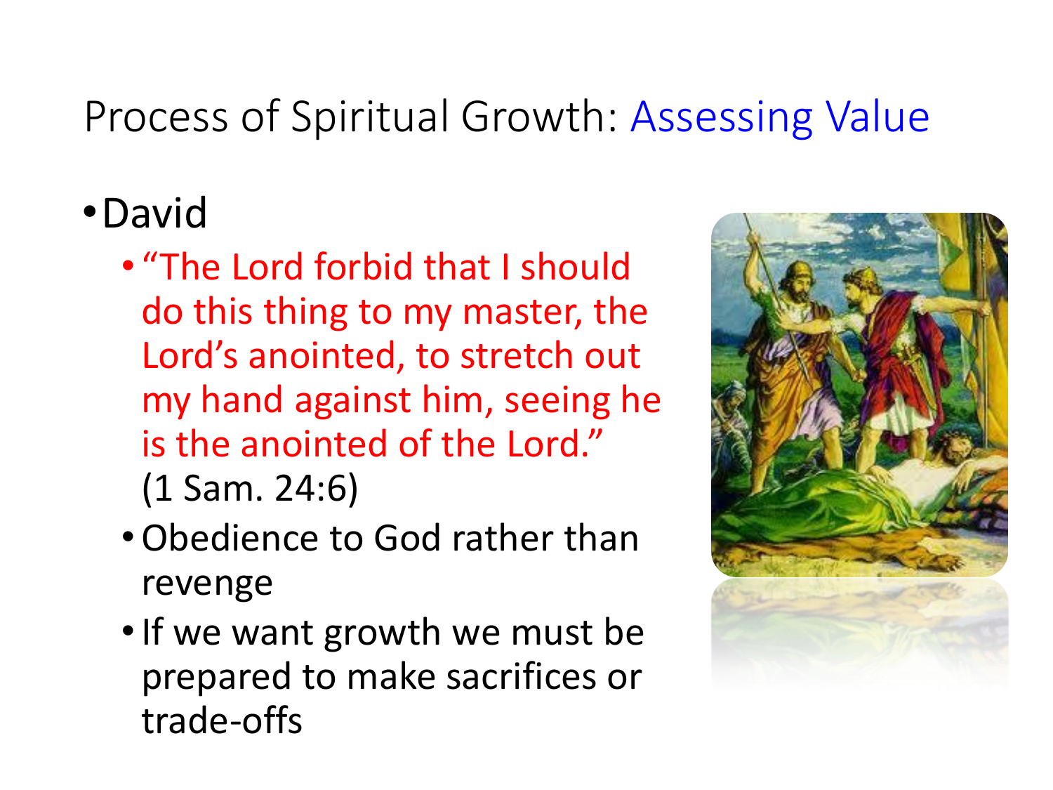# Process of Spiritual Growth: Assessing Value

- David
  - "The Lord forbid that I should do this thing to my master, the Lord's anointed, to stretch out my hand against him, seeing he is the anointed of the Lord." (1 Sam. 24:6)
  - Obedience to God rather than revenge
  - If we want growth we must be prepared to make sacrifices or trade-offs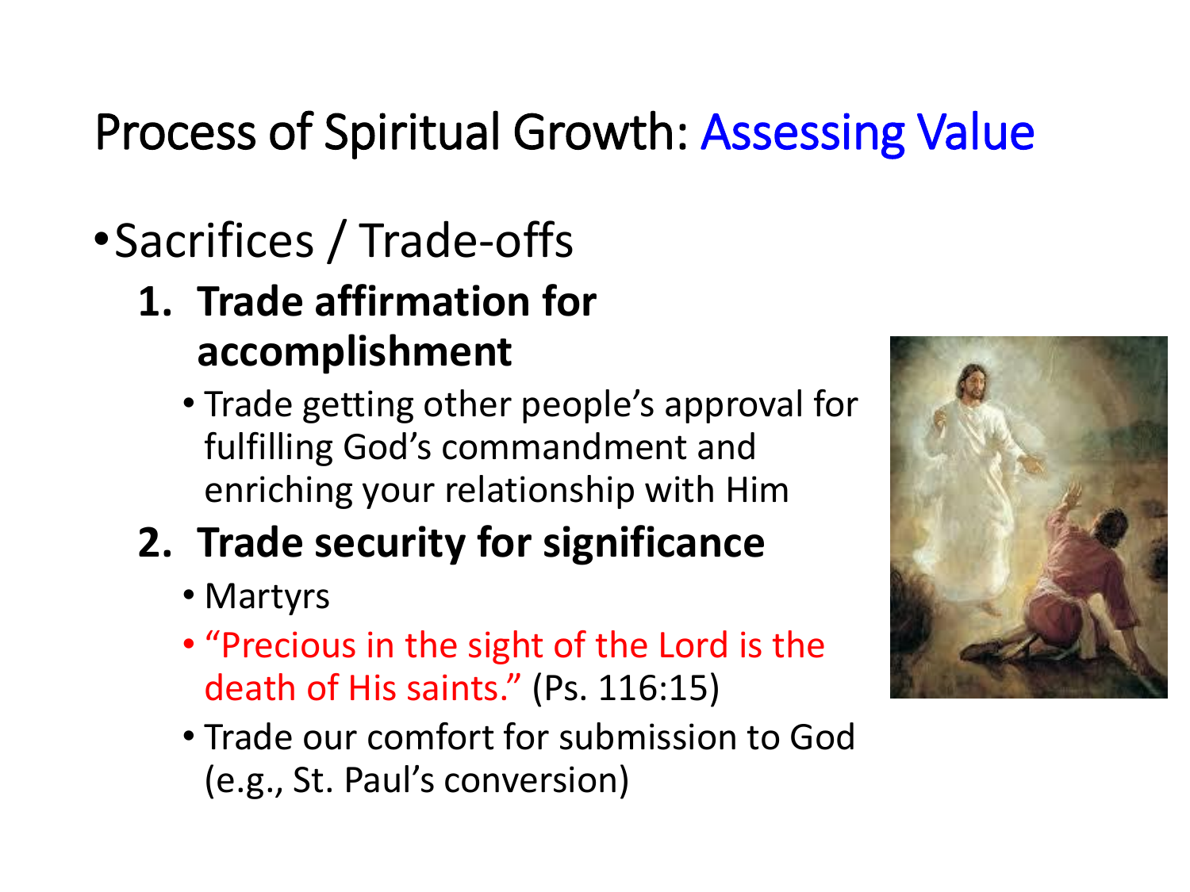# Process of Spiritual Growth: Assessing Value

- Sacrifices / Trade-offs
  1. **Trade affirmation for accomplishment**
     - Trade getting other people's approval for fulfilling God's commandment and enriching your relationship with Him
  2. **Trade security for significance**
     - Martyrs
     - "Precious in the sight of the Lord is the death of His saints." (Ps. 116:15)
     - Trade our comfort for submission to God (e.g., St. Paul's conversion)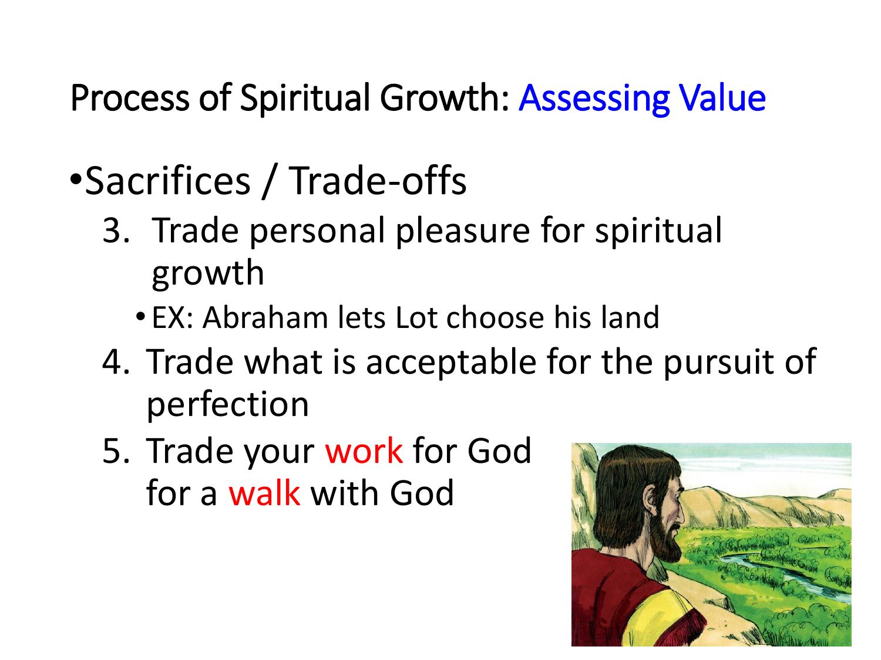# Process of Spiritual Growth: Assessing Value

- Sacrifices / Trade-offs

3. Trade personal pleasure for spiritual growth
   - EX: Abraham lets Lot choose his land
4. Trade what is acceptable for the pursuit of perfection
5. Trade your work for God for a walk with God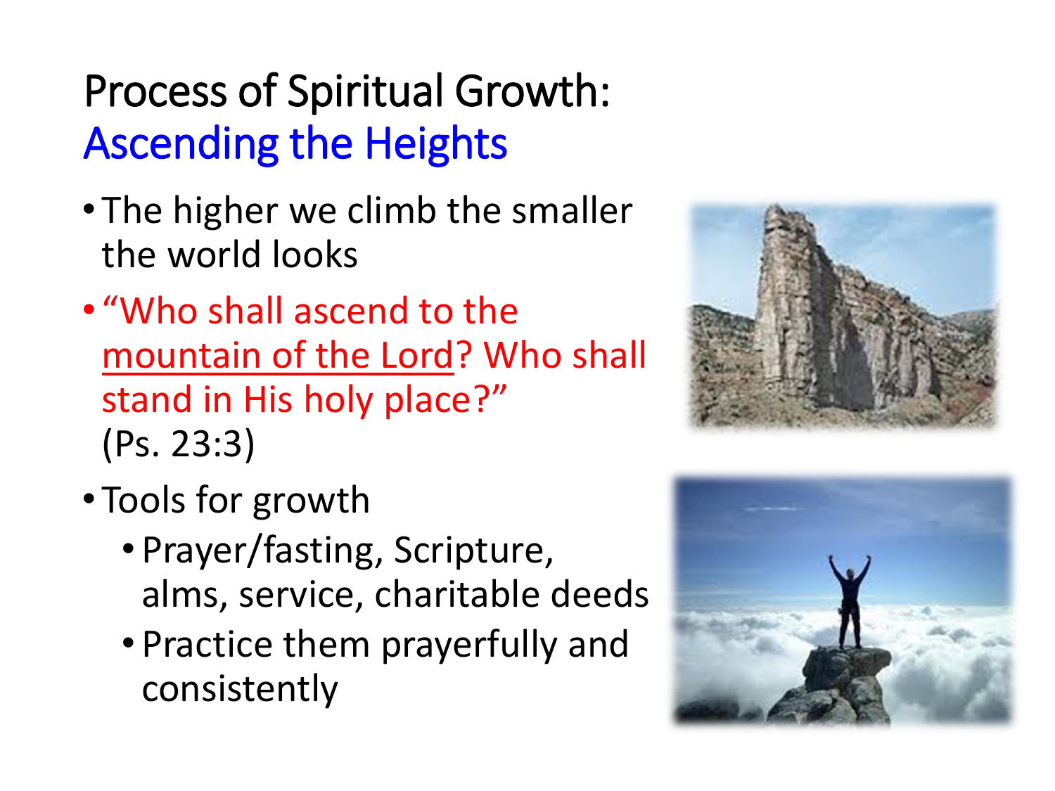# Process of Spiritual Growth: Ascending the Heights

- The higher we climb the smaller the world looks
- "Who shall ascend to the mountain of the Lord? Who shall stand in His holy place?" (Ps. 23:3)
- Tools for growth
  - Prayer/fasting, Scripture, alms, service, charitable deeds
  - Practice them prayerfully and consistently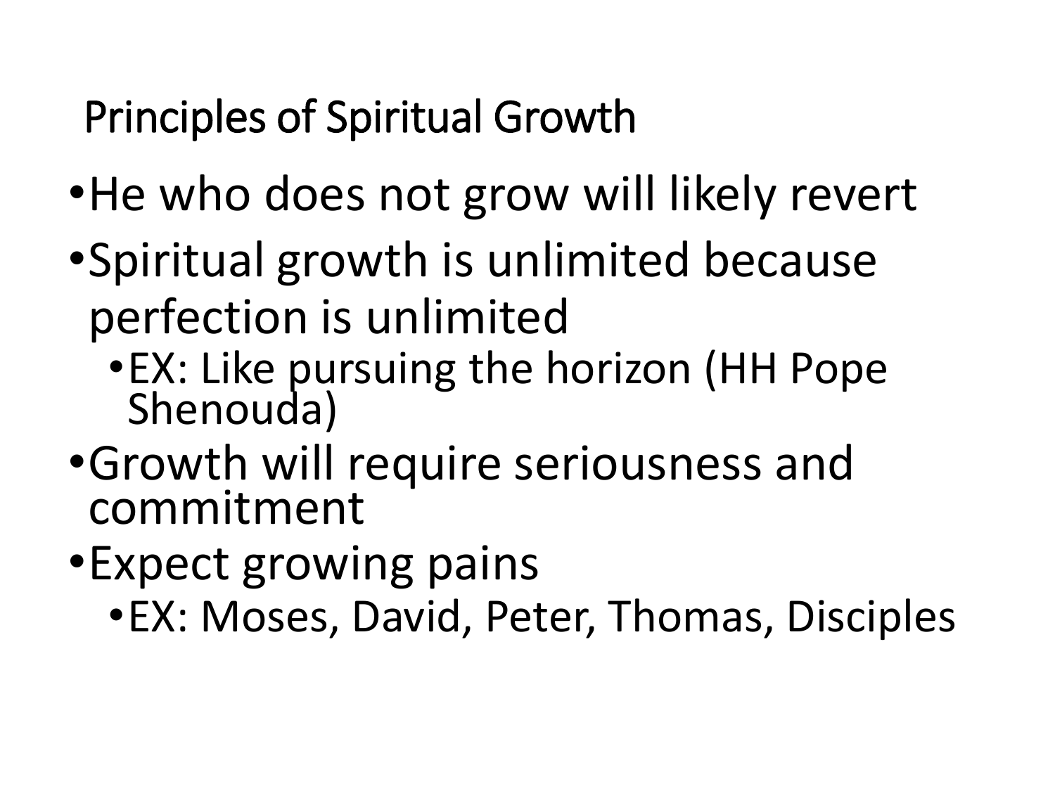## Principles of Spiritual Growth

- He who does not grow will likely revert
- Spiritual growth is unlimited because perfection is unlimited
  - EX: Like pursuing the horizon (HH Pope Shenouda)
- Growth will require seriousness and commitment
- Expect growing pains
  - EX: Moses, David, Peter, Thomas, Disciples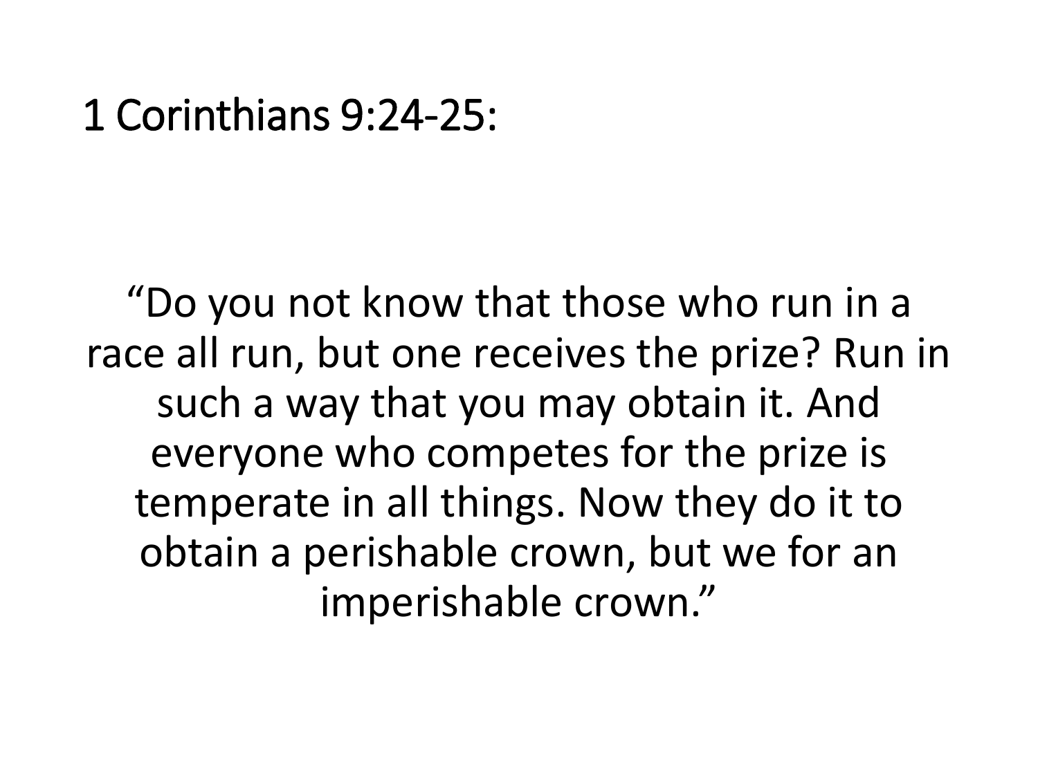# 1 Corinthians 9:24-25:

"Do you not know that those who run in a race all run, but one receives the prize? Run in such a way that you may obtain it. And everyone who competes for the prize is temperate in all things. Now they do it to obtain a perishable crown, but we for an imperishable crown."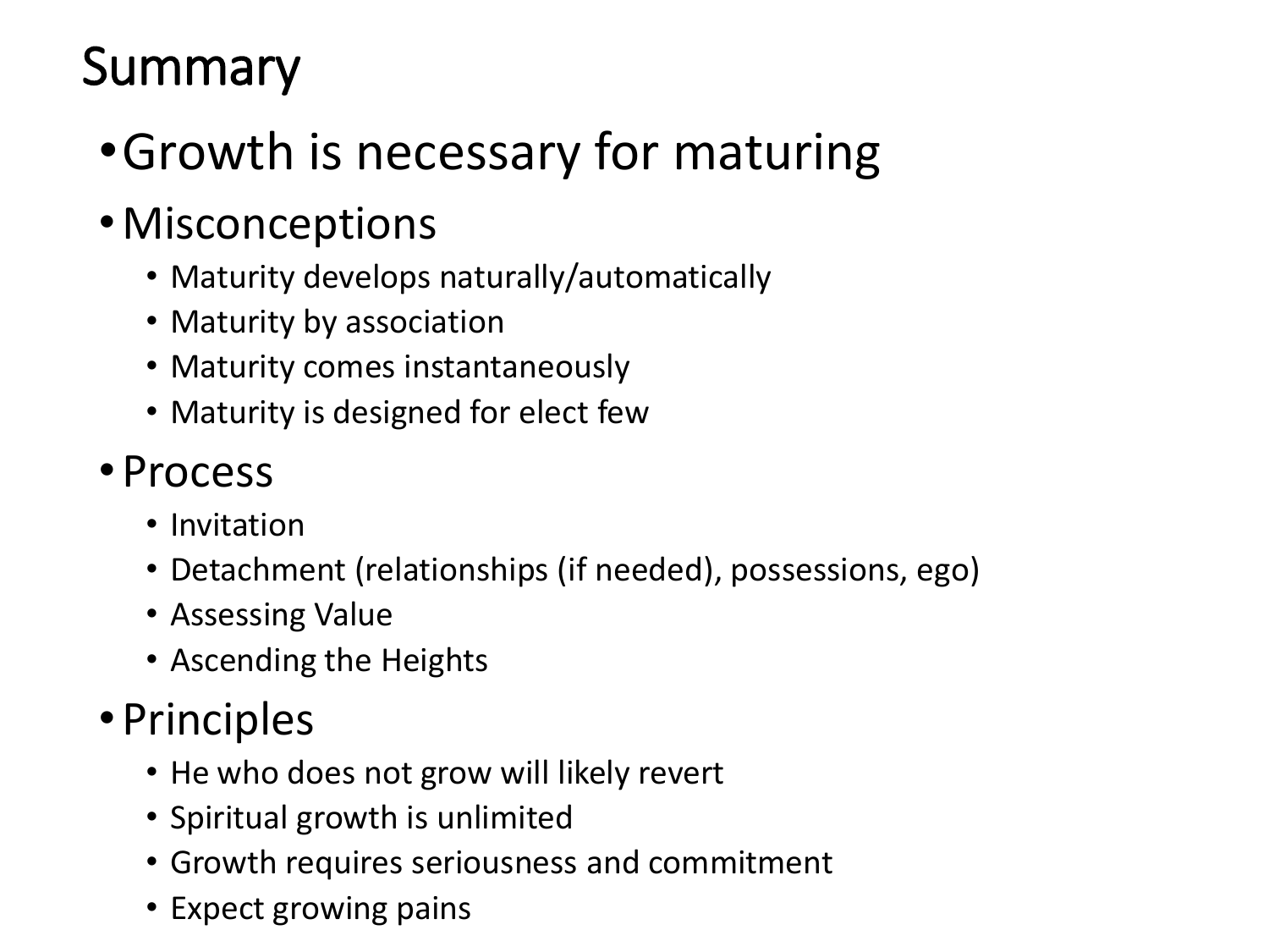# Summary

- Growth is necessary for maturing
- Misconceptions
  - Maturity develops naturally/automatically
  - Maturity by association
  - Maturity comes instantaneously
  - Maturity is designed for elect few
- Process
  - Invitation
  - Detachment (relationships (if needed), possessions, ego)
  - Assessing Value
  - Ascending the Heights
- Principles
  - He who does not grow will likely revert
  - Spiritual growth is unlimited
  - Growth requires seriousness and commitment
  - Expect growing pains